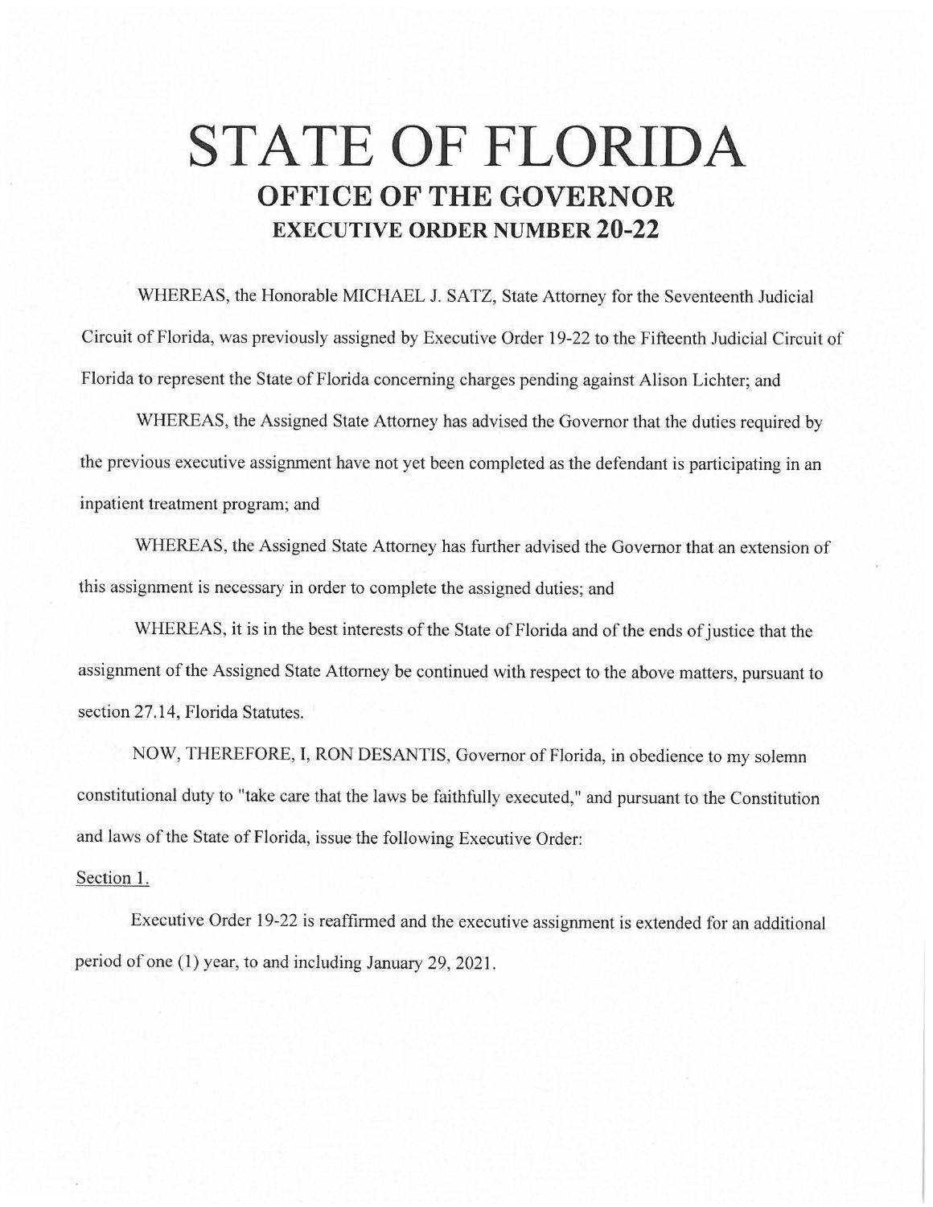# STATE OF FLORIDA

## OFFICE OF THE GOVERNOR

### EXECUTIVE ORDER NUMBER 20-22

WHEREAS, the Honorable MICHAEL J. SATZ, State Attorney for the Seventeenth Judicial Circuit of Florida, was previously assigned by Executive Order 19-22 to the Fifteenth Judicial Circuit of Florida to represent the State of Florida concerning charges pending against Alison Lichter; and

WHEREAS, the Assigned State Attorney has advised the Governor that the duties required by the previous executive assignment have not yet been completed as the defendant is participating in an inpatient treatment program; and

WHEREAS, the Assigned State Attorney has further advised the Governor that an extension of this assignment is necessary in order to complete the assigned duties; and

WHEREAS, it is in the best interests of the State of Florida and of the ends of justice that the assignment of the Assigned State Attorney be continued with respect to the above matters, pursuant to section 27.14, Florida Statutes.

NOW, THEREFORE, I, RON DESANTIS, Governor of Florida, in obedience to my solemn constitutional duty to "take care that the laws be faithfully executed," and pursuant to the Constitution and laws of the State of Florida, issue the following Executive Order:

Section 1.

Executive Order 19-22 is reaffirmed and the executive assignment is extended for an additional period of one (1) year, to and including January 29, 2021.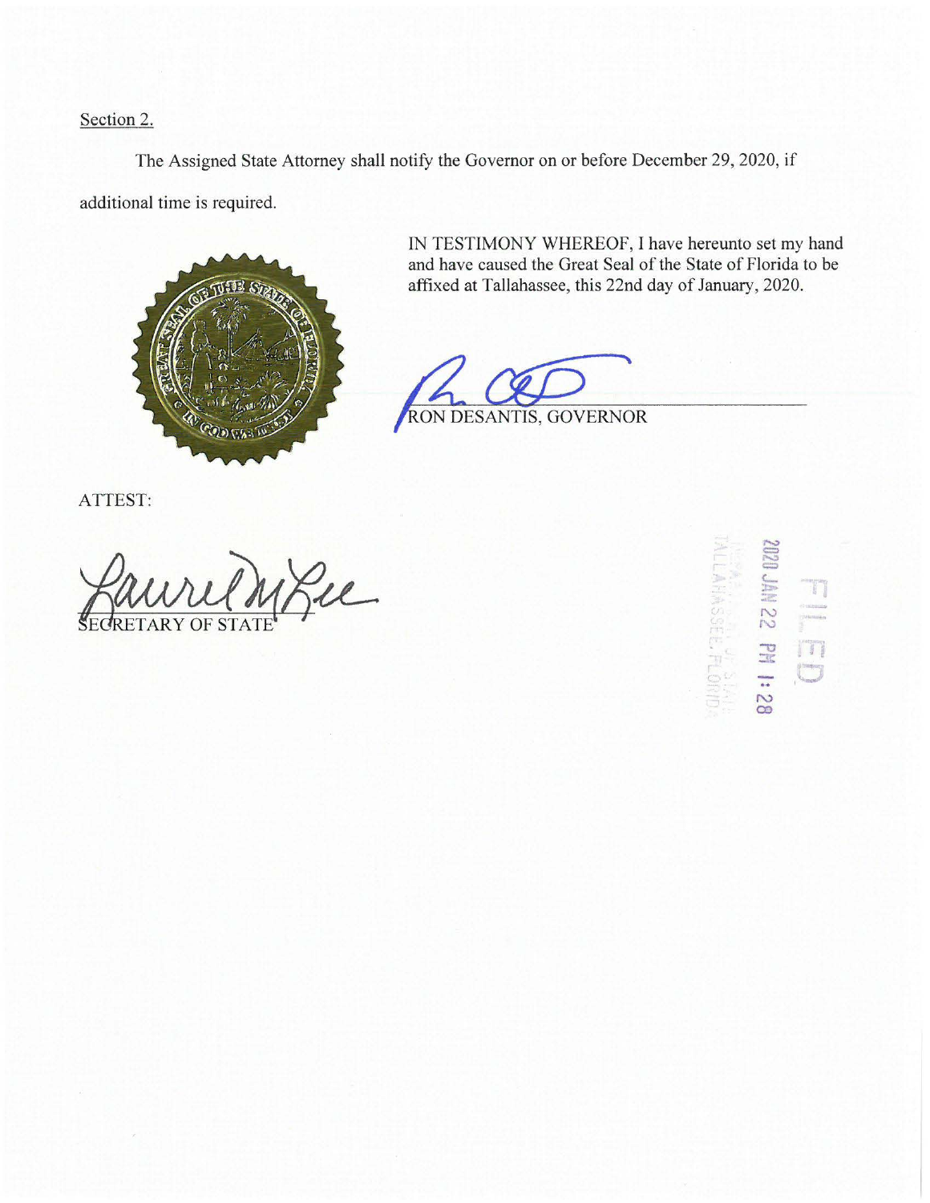Section 2.

The Assigned State Attorney shall notify the Governor on or before December 29, 2020, if additional time is required.

IN TESTIMONY WHEREOF, I have hereunto set my hand and have caused the Great Seal of the State of Florida to be affixed at Tallahassee, this 22nd day of January, 2020.

RON DESANTIS, GOVERNOR

ATTEST:

SECRETARY OF STATE

FILED

2020 JAN 22 PM 1:28

DEPARTMENT OF STATE
TALLAHASSEE, FLORIDA